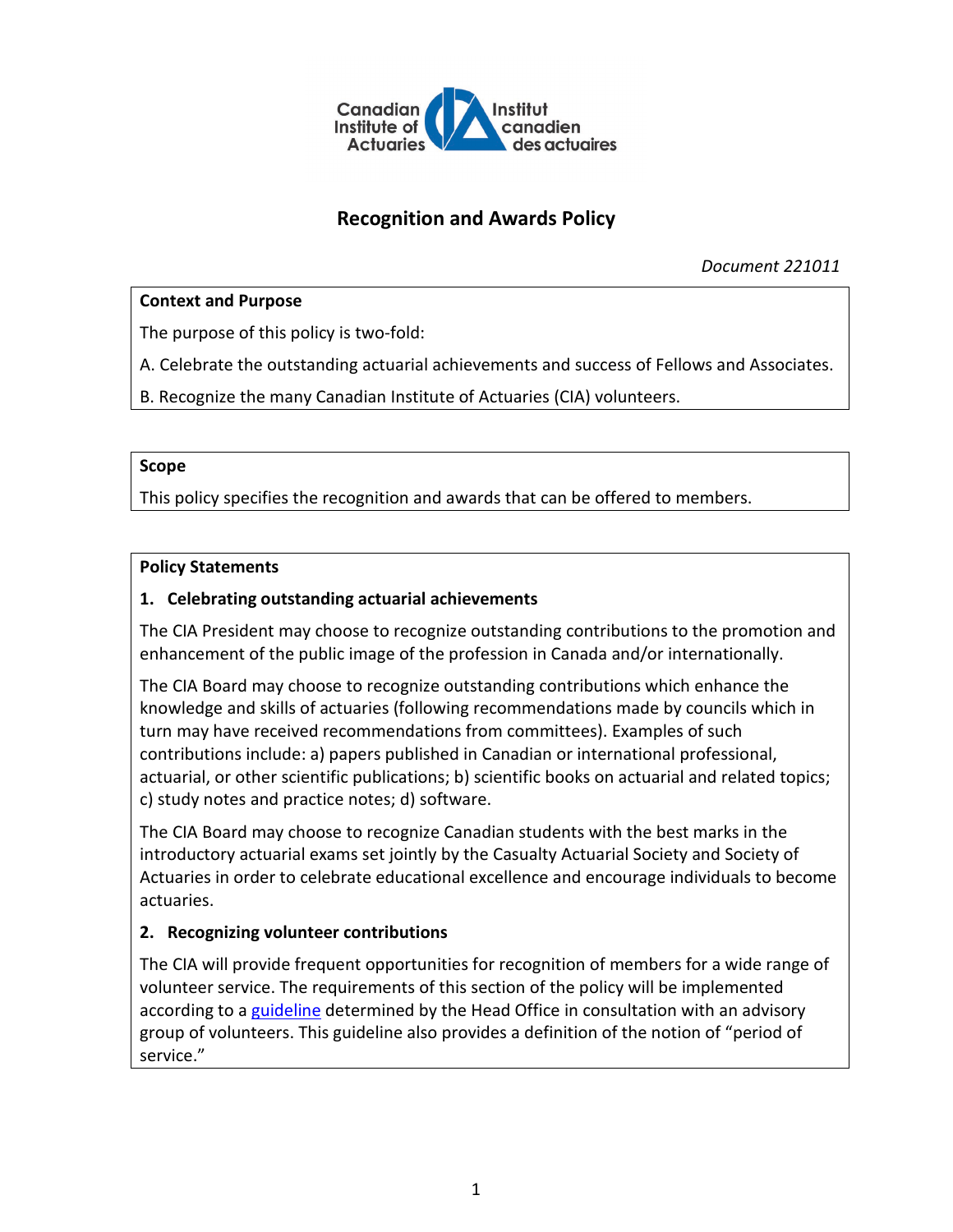Canadian Institute of Actuaries / Institut canadien des actuaires

# Recognition and Awards Policy

*Document 221011*

**Context and Purpose**

The purpose of this policy is two-fold:

A. Celebrate the outstanding actuarial achievements and success of Fellows and Associates.

B. Recognize the many Canadian Institute of Actuaries (CIA) volunteers.

**Scope**

This policy specifies the recognition and awards that can be offered to members.

**Policy Statements**

**1. Celebrating outstanding actuarial achievements**

The CIA President may choose to recognize outstanding contributions to the promotion and enhancement of the public image of the profession in Canada and/or internationally.

The CIA Board may choose to recognize outstanding contributions which enhance the knowledge and skills of actuaries (following recommendations made by councils which in turn may have received recommendations from committees). Examples of such contributions include: a) papers published in Canadian or international professional, actuarial, or other scientific publications; b) scientific books on actuarial and related topics; c) study notes and practice notes; d) software.

The CIA Board may choose to recognize Canadian students with the best marks in the introductory actuarial exams set jointly by the Casualty Actuarial Society and Society of Actuaries in order to celebrate educational excellence and encourage individuals to become actuaries.

**2. Recognizing volunteer contributions**

The CIA will provide frequent opportunities for recognition of members for a wide range of volunteer service. The requirements of this section of the policy will be implemented according to a guideline determined by the Head Office in consultation with an advisory group of volunteers. This guideline also provides a definition of the notion of "period of service."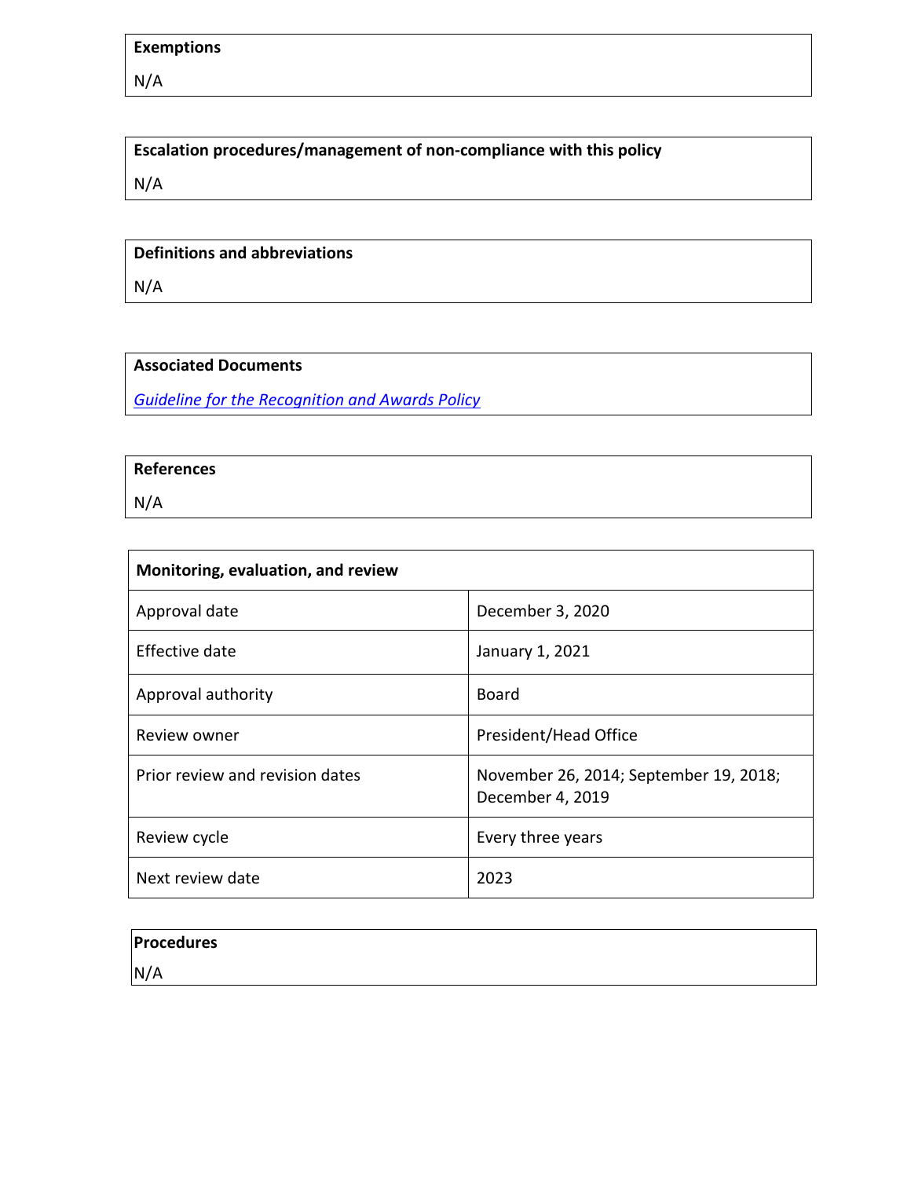**Exemptions**

N/A

**Escalation procedures/management of non-compliance with this policy**

N/A

**Definitions and abbreviations**

N/A

**Associated Documents**

*Guideline for the Recognition and Awards Policy*

**References**

N/A

| Monitoring, evaluation, and review | |
|---|---|
| Approval date | December 3, 2020 |
| Effective date | January 1, 2021 |
| Approval authority | Board |
| Review owner | President/Head Office |
| Prior review and revision dates | November 26, 2014; September 19, 2018; December 4, 2019 |
| Review cycle | Every three years |
| Next review date | 2023 |

**Procedures**

N/A